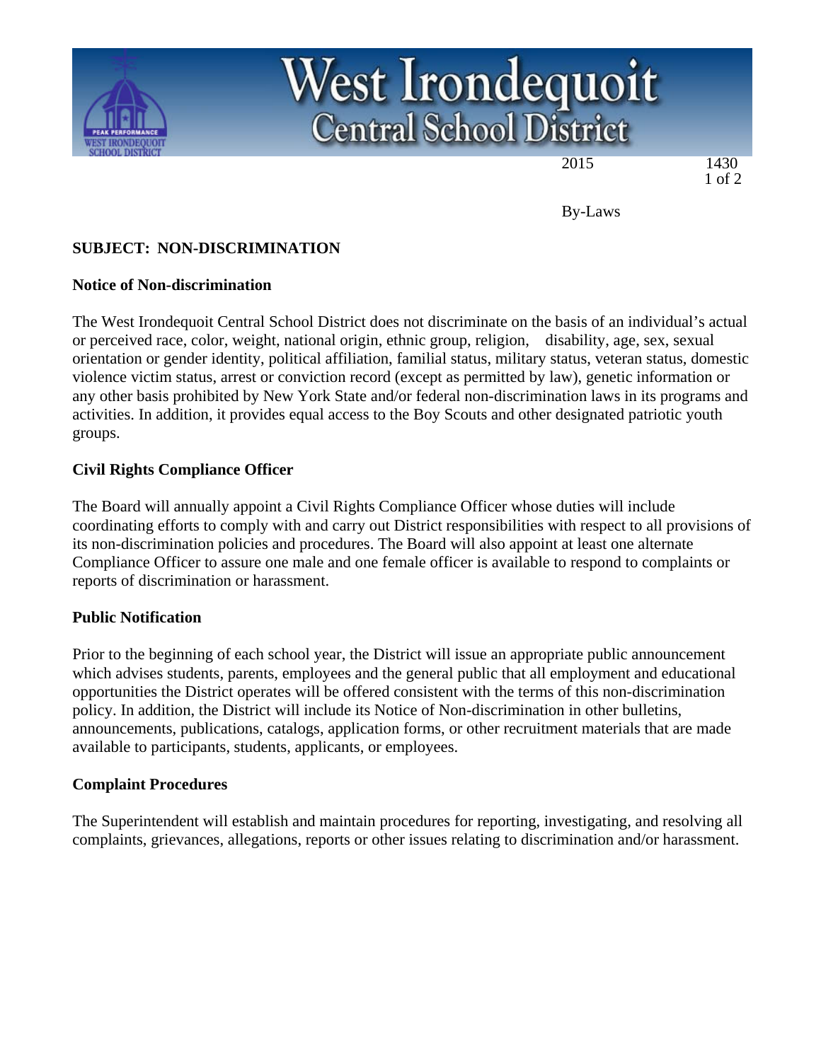2015 1430

By-Laws

**SUBJECT: NON-DISCRIMINATION**

**Notice of Non-discrimination**

The West Irondequoit Central School District does not discriminate on the basis of an individual's actual or perceived race, color, weight, national origin, ethnic group, religion, disability, age, sex, sexual orientation or gender identity, political affiliation, familial status, military status, veteran status, domestic violence victim status, arrest or conviction record (except as permitted by law), genetic information or any other basis prohibited by New York State and/or federal non-discrimination laws in its programs and activities. In addition, it provides equal access to the Boy Scouts and other designated patriotic youth groups.

**Civil Rights Compliance Officer**

The Board will annually appoint a Civil Rights Compliance Officer whose duties will include coordinating efforts to comply with and carry out District responsibilities with respect to all provisions of its non-discrimination policies and procedures. The Board will also appoint at least one alternate Compliance Officer to assure one male and one female officer is available to respond to complaints or reports of discrimination or harassment.

**Public Notification**

Prior to the beginning of each school year, the District will issue an appropriate public announcement which advises students, parents, employees and the general public that all employment and educational opportunities the District operates will be offered consistent with the terms of this non-discrimination policy. In addition, the District will include its Notice of Non-discrimination in other bulletins, announcements, publications, catalogs, application forms, or other recruitment materials that are made available to participants, students, applicants, or employees.

**Complaint Procedures**

The Superintendent will establish and maintain procedures for reporting, investigating, and resolving all complaints, grievances, allegations, reports or other issues relating to discrimination and/or harassment.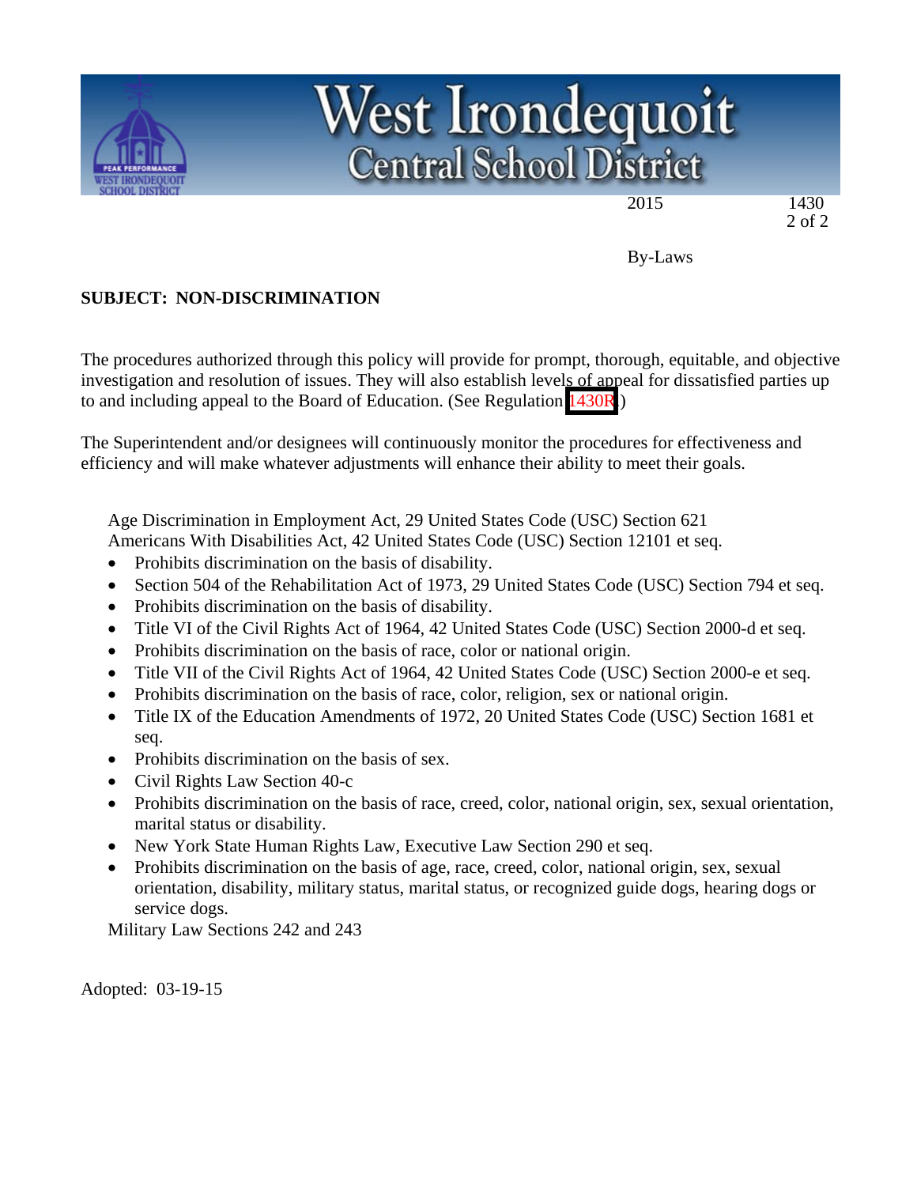By-Laws

**SUBJECT: NON-DISCRIMINATION**

The procedures authorized through this policy will provide for prompt, thorough, equitable, and objective investigation and resolution of issues. They will also establish levels of appeal for dissatisfied parties up to and including appeal to the Board of Education. (See Regulation 1430R )

The Superintendent and/or designees will continuously monitor the procedures for effectiveness and efficiency and will make whatever adjustments will enhance their ability to meet their goals.

Age Discrimination in Employment Act, 29 United States Code (USC) Section 621
Americans With Disabilities Act, 42 United States Code (USC) Section 12101 et seq.

- Prohibits discrimination on the basis of disability.
- Section 504 of the Rehabilitation Act of 1973, 29 United States Code (USC) Section 794 et seq.
- Prohibits discrimination on the basis of disability.
- Title VI of the Civil Rights Act of 1964, 42 United States Code (USC) Section 2000-d et seq.
- Prohibits discrimination on the basis of race, color or national origin.
- Title VII of the Civil Rights Act of 1964, 42 United States Code (USC) Section 2000-e et seq.
- Prohibits discrimination on the basis of race, color, religion, sex or national origin.
- Title IX of the Education Amendments of 1972, 20 United States Code (USC) Section 1681 et seq.
- Prohibits discrimination on the basis of sex.
- Civil Rights Law Section 40-c
- Prohibits discrimination on the basis of race, creed, color, national origin, sex, sexual orientation, marital status or disability.
- New York State Human Rights Law, Executive Law Section 290 et seq.
- Prohibits discrimination on the basis of age, race, creed, color, national origin, sex, sexual orientation, disability, military status, marital status, or recognized guide dogs, hearing dogs or service dogs.

Military Law Sections 242 and 243

Adopted: 03-19-15